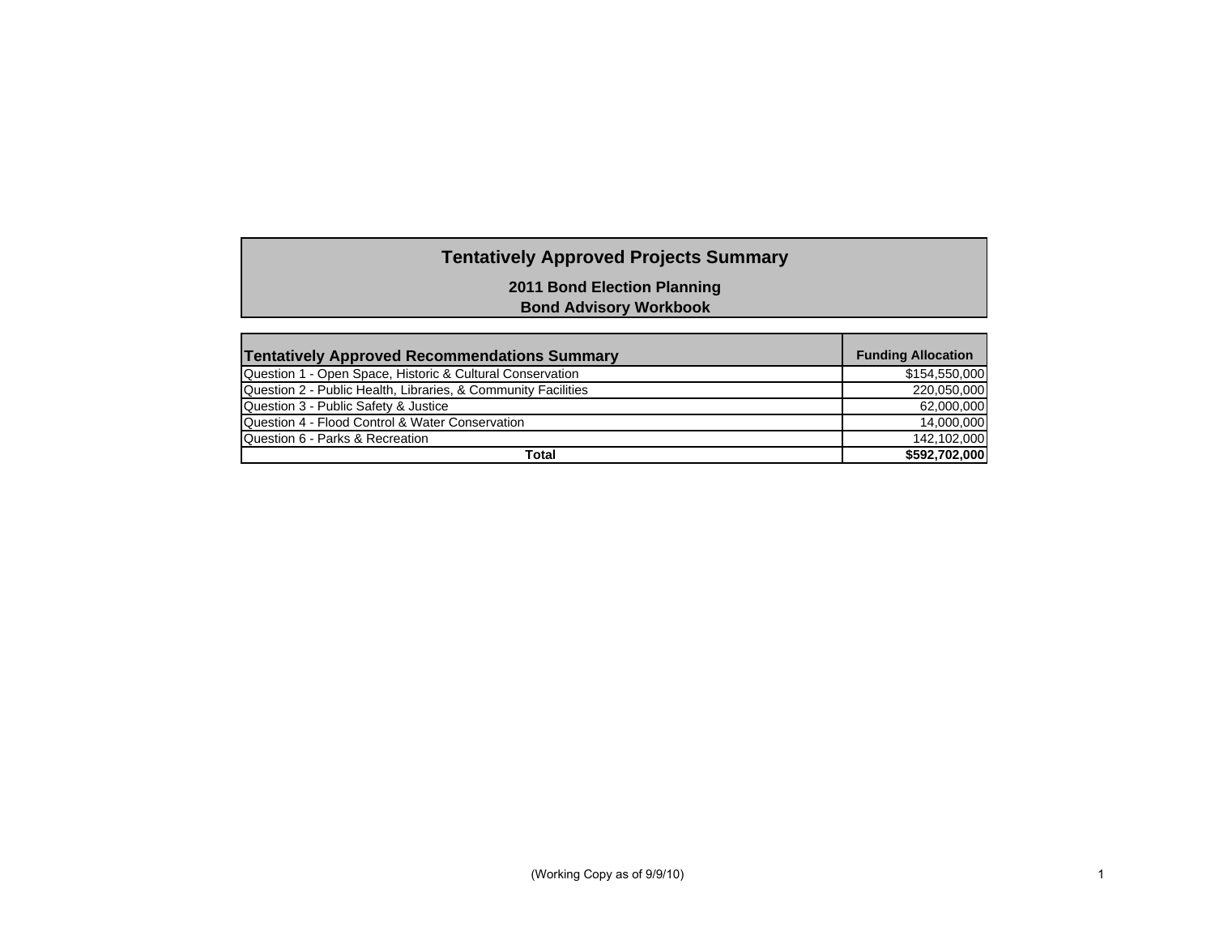# Tentatively Approved Projects Summary

**2011 Bond Election Planning**
**Bond Advisory Workbook**

| Tentatively Approved Recommendations Summary | Funding Allocation |
|---|---|
| Question 1 - Open Space, Historic & Cultural Conservation | $154,550,000 |
| Question 2 - Public Health, Libraries, & Community Facilities | 220,050,000 |
| Question 3 - Public Safety & Justice | 62,000,000 |
| Question 4 - Flood Control & Water Conservation | 14,000,000 |
| Question 6 - Parks & Recreation | 142,102,000 |
| **Total** | **$592,702,000** |

(Working Copy as of 9/9/10)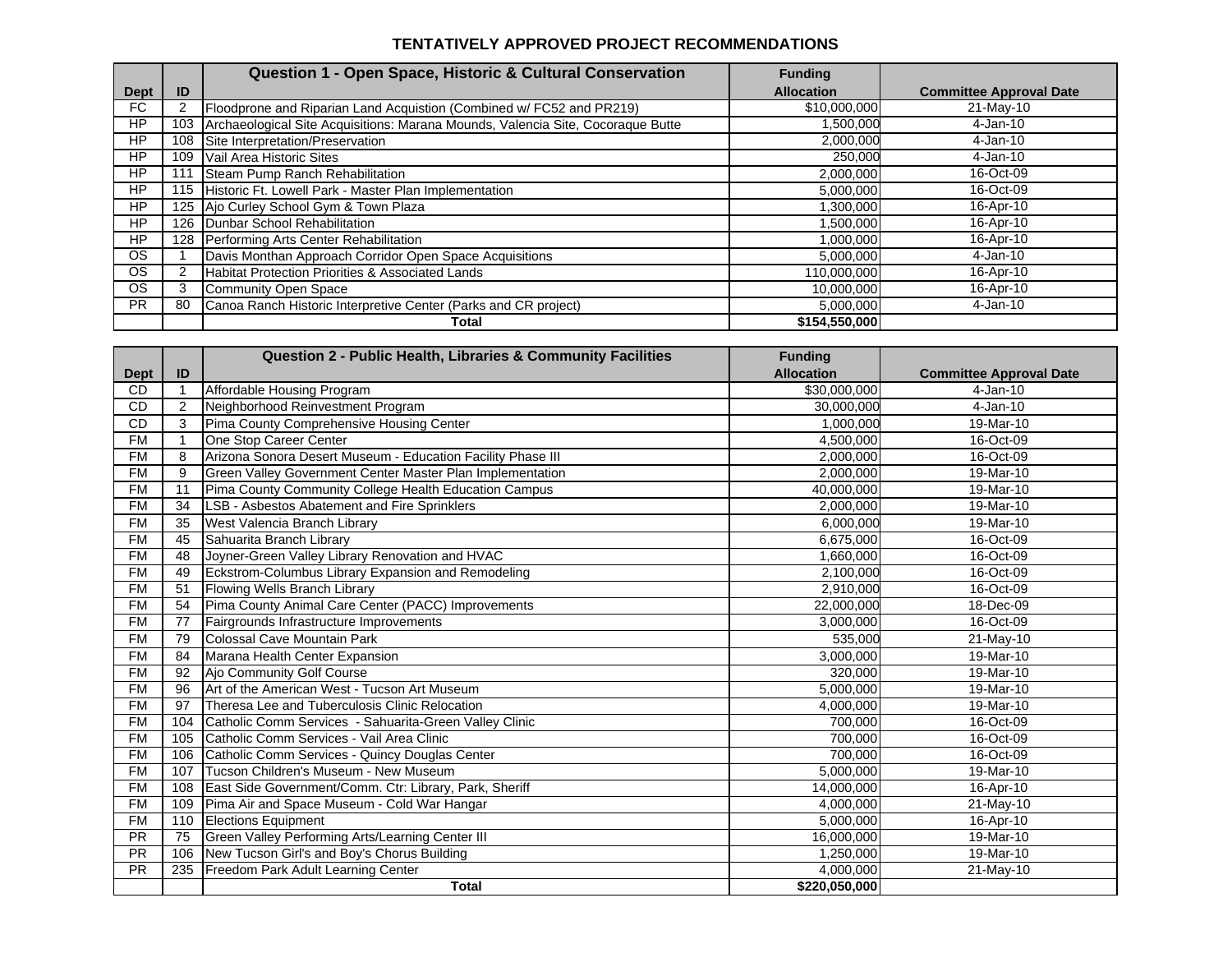# TENTATIVELY APPROVED PROJECT RECOMMENDATIONS

| Dept | ID | Question 1 - Open Space, Historic & Cultural Conservation | Funding Allocation | Committee Approval Date |
|---|---|---|---|---|
| FC | 2 | Floodprone and Riparian Land Acquistion (Combined w/ FC52 and PR219) | $10,000,000 | 21-May-10 |
| HP | 103 | Archaeological Site Acquisitions: Marana Mounds, Valencia Site, Cocoraque Butte | 1,500,000 | 4-Jan-10 |
| HP | 108 | Site Interpretation/Preservation | 2,000,000 | 4-Jan-10 |
| HP | 109 | Vail Area Historic Sites | 250,000 | 4-Jan-10 |
| HP | 111 | Steam Pump Ranch Rehabilitation | 2,000,000 | 16-Oct-09 |
| HP | 115 | Historic Ft. Lowell Park - Master Plan Implementation | 5,000,000 | 16-Oct-09 |
| HP | 125 | Ajo Curley School Gym & Town Plaza | 1,300,000 | 16-Apr-10 |
| HP | 126 | Dunbar School Rehabilitation | 1,500,000 | 16-Apr-10 |
| HP | 128 | Performing Arts Center Rehabilitation | 1,000,000 | 16-Apr-10 |
| OS | 1 | Davis Monthan Approach Corridor Open Space Acquisitions | 5,000,000 | 4-Jan-10 |
| OS | 2 | Habitat Protection Priorities & Associated Lands | 110,000,000 | 16-Apr-10 |
| OS | 3 | Community Open Space | 10,000,000 | 16-Apr-10 |
| PR | 80 | Canoa Ranch Historic Interpretive Center (Parks and CR project) | 5,000,000 | 4-Jan-10 |
| | | **Total** | **$154,550,000** | |

| Dept | ID | Question 2 - Public Health, Libraries & Community Facilities | Funding Allocation | Committee Approval Date |
|---|---|---|---|---|
| CD | 1 | Affordable Housing Program | $30,000,000 | 4-Jan-10 |
| CD | 2 | Neighborhood Reinvestment Program | 30,000,000 | 4-Jan-10 |
| CD | 3 | Pima County Comprehensive Housing Center | 1,000,000 | 19-Mar-10 |
| FM | 1 | One Stop Career Center | 4,500,000 | 16-Oct-09 |
| FM | 8 | Arizona Sonora Desert Museum - Education Facility Phase III | 2,000,000 | 16-Oct-09 |
| FM | 9 | Green Valley Government Center Master Plan Implementation | 2,000,000 | 19-Mar-10 |
| FM | 11 | Pima County Community College Health Education Campus | 40,000,000 | 19-Mar-10 |
| FM | 34 | LSB - Asbestos Abatement and Fire Sprinklers | 2,000,000 | 19-Mar-10 |
| FM | 35 | West Valencia Branch Library | 6,000,000 | 19-Mar-10 |
| FM | 45 | Sahuarita Branch Library | 6,675,000 | 16-Oct-09 |
| FM | 48 | Joyner-Green Valley Library Renovation and HVAC | 1,660,000 | 16-Oct-09 |
| FM | 49 | Eckstrom-Columbus Library Expansion and Remodeling | 2,100,000 | 16-Oct-09 |
| FM | 51 | Flowing Wells Branch Library | 2,910,000 | 16-Oct-09 |
| FM | 54 | Pima County Animal Care Center (PACC) Improvements | 22,000,000 | 18-Dec-09 |
| FM | 77 | Fairgrounds Infrastructure Improvements | 3,000,000 | 16-Oct-09 |
| FM | 79 | Colossal Cave Mountain Park | 535,000 | 21-May-10 |
| FM | 84 | Marana Health Center Expansion | 3,000,000 | 19-Mar-10 |
| FM | 92 | Ajo Community Golf Course | 320,000 | 19-Mar-10 |
| FM | 96 | Art of the American West - Tucson Art Museum | 5,000,000 | 19-Mar-10 |
| FM | 97 | Theresa Lee and Tuberculosis Clinic Relocation | 4,000,000 | 19-Mar-10 |
| FM | 104 | Catholic Comm Services - Sahuarita-Green Valley Clinic | 700,000 | 16-Oct-09 |
| FM | 105 | Catholic Comm Services - Vail Area Clinic | 700,000 | 16-Oct-09 |
| FM | 106 | Catholic Comm Services - Quincy Douglas Center | 700,000 | 16-Oct-09 |
| FM | 107 | Tucson Children's Museum - New Museum | 5,000,000 | 19-Mar-10 |
| FM | 108 | East Side Government/Comm. Ctr: Library, Park, Sheriff | 14,000,000 | 16-Apr-10 |
| FM | 109 | Pima Air and Space Museum - Cold War Hangar | 4,000,000 | 21-May-10 |
| FM | 110 | Elections Equipment | 5,000,000 | 16-Apr-10 |
| PR | 75 | Green Valley Performing Arts/Learning Center III | 16,000,000 | 19-Mar-10 |
| PR | 106 | New Tucson Girl's and Boy's Chorus Building | 1,250,000 | 19-Mar-10 |
| PR | 235 | Freedom Park Adult Learning Center | 4,000,000 | 21-May-10 |
| | | **Total** | **$220,050,000** | |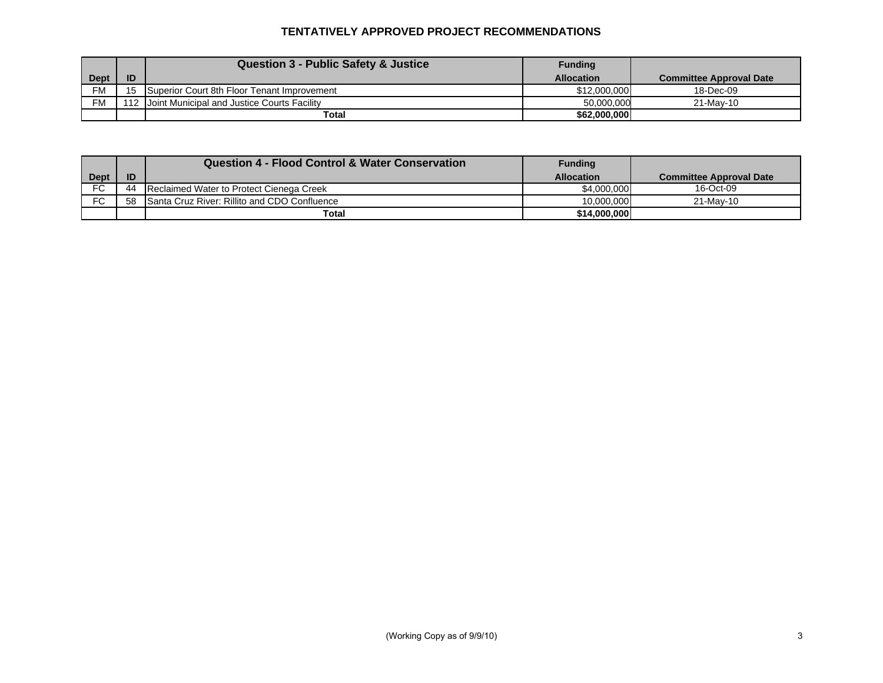# TENTATIVELY APPROVED PROJECT RECOMMENDATIONS

| Dept | ID | Question 3 - Public Safety & Justice | Funding Allocation | Committee Approval Date |
|---|---|---|---|---|
| FM | 15 | Superior Court 8th Floor Tenant Improvement | $12,000,000 | 18-Dec-09 |
| FM | 112 | Joint Municipal and Justice Courts Facility | 50,000,000 | 21-May-10 |
| | | **Total** | **$62,000,000** | |

| Dept | ID | Question 4 - Flood Control & Water Conservation | Funding Allocation | Committee Approval Date |
|---|---|---|---|---|
| FC | 44 | Reclaimed Water to Protect Cienega Creek | $4,000,000 | 16-Oct-09 |
| FC | 58 | Santa Cruz River: Rillito and CDO Confluence | 10,000,000 | 21-May-10 |
| | | **Total** | **$14,000,000** | |

(Working Copy as of 9/9/10)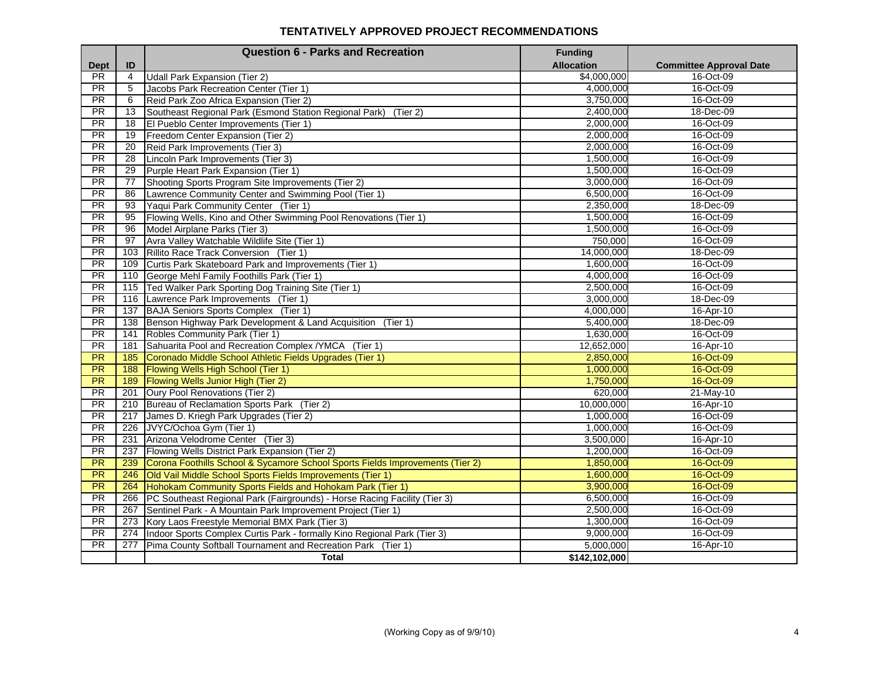# TENTATIVELY APPROVED PROJECT RECOMMENDATIONS

| Dept | ID | Question 6 - Parks and Recreation | Funding Allocation | Committee Approval Date |
|---|---|---|---|---|
| PR | 4 | Udall Park Expansion (Tier 2) | $4,000,000 | 16-Oct-09 |
| PR | 5 | Jacobs Park Recreation Center (Tier 1) | 4,000,000 | 16-Oct-09 |
| PR | 6 | Reid Park Zoo Africa Expansion (Tier 2) | 3,750,000 | 16-Oct-09 |
| PR | 13 | Southeast Regional Park (Esmond Station Regional Park) (Tier 2) | 2,400,000 | 18-Dec-09 |
| PR | 18 | El Pueblo Center Improvements (Tier 1) | 2,000,000 | 16-Oct-09 |
| PR | 19 | Freedom Center Expansion (Tier 2) | 2,000,000 | 16-Oct-09 |
| PR | 20 | Reid Park Improvements (Tier 3) | 2,000,000 | 16-Oct-09 |
| PR | 28 | Lincoln Park Improvements (Tier 3) | 1,500,000 | 16-Oct-09 |
| PR | 29 | Purple Heart Park Expansion (Tier 1) | 1,500,000 | 16-Oct-09 |
| PR | 77 | Shooting Sports Program Site Improvements (Tier 2) | 3,000,000 | 16-Oct-09 |
| PR | 86 | Lawrence Community Center and Swimming Pool (Tier 1) | 6,500,000 | 16-Oct-09 |
| PR | 93 | Yaqui Park Community Center (Tier 1) | 2,350,000 | 18-Dec-09 |
| PR | 95 | Flowing Wells, Kino and Other Swimming Pool Renovations (Tier 1) | 1,500,000 | 16-Oct-09 |
| PR | 96 | Model Airplane Parks (Tier 3) | 1,500,000 | 16-Oct-09 |
| PR | 97 | Avra Valley Watchable Wildlife Site (Tier 1) | 750,000 | 16-Oct-09 |
| PR | 103 | Rillito Race Track Conversion (Tier 1) | 14,000,000 | 18-Dec-09 |
| PR | 109 | Curtis Park Skateboard Park and Improvements (Tier 1) | 1,600,000 | 16-Oct-09 |
| PR | 110 | George Mehl Family Foothills Park (Tier 1) | 4,000,000 | 16-Oct-09 |
| PR | 115 | Ted Walker Park Sporting Dog Training Site (Tier 1) | 2,500,000 | 16-Oct-09 |
| PR | 116 | Lawrence Park Improvements (Tier 1) | 3,000,000 | 18-Dec-09 |
| PR | 137 | BAJA Seniors Sports Complex (Tier 1) | 4,000,000 | 16-Apr-10 |
| PR | 138 | Benson Highway Park Development & Land Acquisition (Tier 1) | 5,400,000 | 18-Dec-09 |
| PR | 141 | Robles Community Park (Tier 1) | 1,630,000 | 16-Oct-09 |
| PR | 181 | Sahuarita Pool and Recreation Complex /YMCA (Tier 1) | 12,652,000 | 16-Apr-10 |
| PR | 185 | Coronado Middle School Athletic Fields Upgrades (Tier 1) | 2,850,000 | 16-Oct-09 |
| PR | 188 | Flowing Wells High School (Tier 1) | 1,000,000 | 16-Oct-09 |
| PR | 189 | Flowing Wells Junior High (Tier 2) | 1,750,000 | 16-Oct-09 |
| PR | 201 | Oury Pool Renovations (Tier 2) | 620,000 | 21-May-10 |
| PR | 210 | Bureau of Reclamation Sports Park (Tier 2) | 10,000,000 | 16-Apr-10 |
| PR | 217 | James D. Kriegh Park Upgrades (Tier 2) | 1,000,000 | 16-Oct-09 |
| PR | 226 | JVYC/Ochoa Gym (Tier 1) | 1,000,000 | 16-Oct-09 |
| PR | 231 | Arizona Velodrome Center (Tier 3) | 3,500,000 | 16-Apr-10 |
| PR | 237 | Flowing Wells District Park Expansion (Tier 2) | 1,200,000 | 16-Oct-09 |
| PR | 239 | Corona Foothills School & Sycamore School Sports Fields Improvements (Tier 2) | 1,850,000 | 16-Oct-09 |
| PR | 246 | Old Vail Middle School Sports Fields Improvements (Tier 1) | 1,600,000 | 16-Oct-09 |
| PR | 264 | Hohokam Community Sports Fields and Hohokam Park (Tier 1) | 3,900,000 | 16-Oct-09 |
| PR | 266 | PC Southeast Regional Park (Fairgrounds) - Horse Racing Facility (Tier 3) | 6,500,000 | 16-Oct-09 |
| PR | 267 | Sentinel Park - A Mountain Park Improvement Project (Tier 1) | 2,500,000 | 16-Oct-09 |
| PR | 273 | Kory Laos Freestyle Memorial BMX Park (Tier 3) | 1,300,000 | 16-Oct-09 |
| PR | 274 | Indoor Sports Complex Curtis Park - formally Kino Regional Park (Tier 3) | 9,000,000 | 16-Oct-09 |
| PR | 277 | Pima County Softball Tournament and Recreation Park (Tier 1) | 5,000,000 | 16-Apr-10 |
| | | **Total** | **$142,102,000** | |

(Working Copy as of 9/9/10)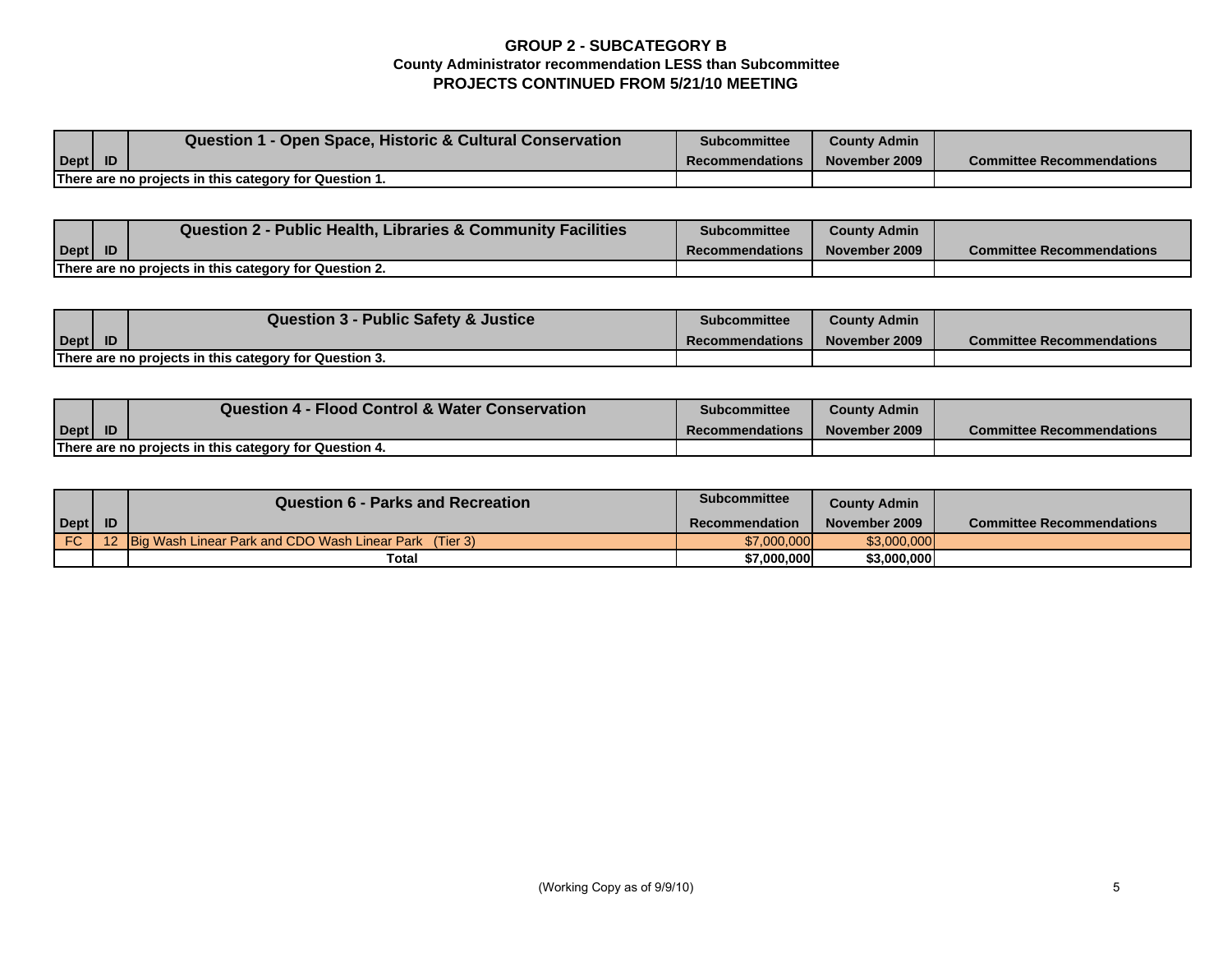# GROUP 2 - SUBCATEGORY B

**County Administrator recommendation LESS than Subcommittee**

**PROJECTS CONTINUED FROM 5/21/10 MEETING**

| Dept | ID | Question 1 - Open Space, Historic & Cultural Conservation | Subcommittee Recommendations | County Admin November 2009 | Committee Recommendations |
|---|---|---|---|---|---|
| There are no projects in this category for Question 1. | | | | | |

| Dept | ID | Question 2 - Public Health, Libraries & Community Facilities | Subcommittee Recommendations | County Admin November 2009 | Committee Recommendations |
|---|---|---|---|---|---|
| There are no projects in this category for Question 2. | | | | | |

| Dept | ID | Question 3 - Public Safety & Justice | Subcommittee Recommendations | County Admin November 2009 | Committee Recommendations |
|---|---|---|---|---|---|
| There are no projects in this category for Question 3. | | | | | |

| Dept | ID | Question 4 - Flood Control & Water Conservation | Subcommittee Recommendations | County Admin November 2009 | Committee Recommendations |
|---|---|---|---|---|---|
| There are no projects in this category for Question 4. | | | | | |

| Dept | ID | Question 6 - Parks and Recreation | Subcommittee Recommendation | County Admin November 2009 | Committee Recommendations |
|---|---|---|---|---|---|
| FC | 12 | Big Wash Linear Park and CDO Wash Linear Park (Tier 3) | $7,000,000 | $3,000,000 | |
| | | **Total** | **$7,000,000** | **$3,000,000** | |

(Working Copy as of 9/9/10)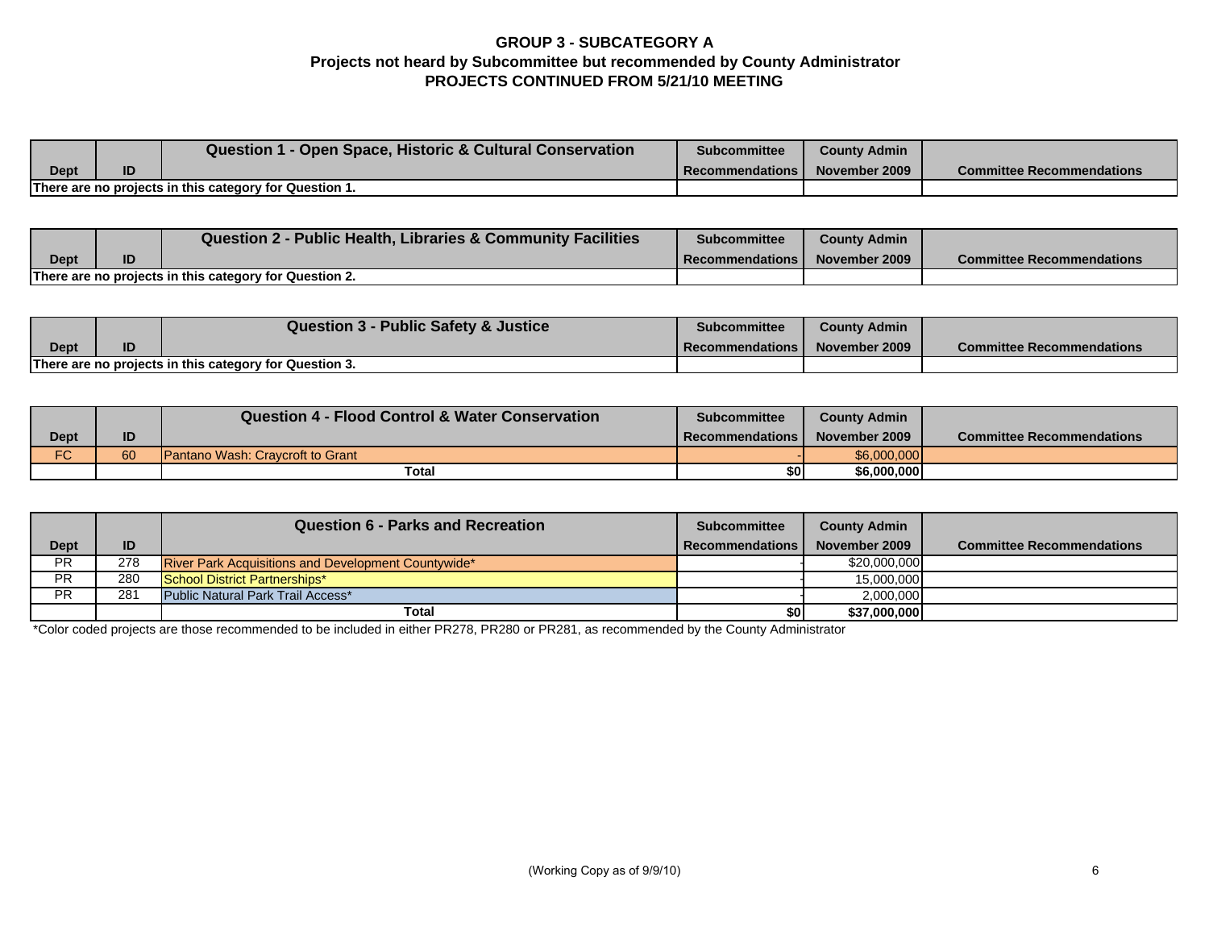# GROUP 3 - SUBCATEGORY A
## Projects not heard by Subcommittee but recommended by County Administrator
## PROJECTS CONTINUED FROM 5/21/10 MEETING

| Dept | ID | Question 1 - Open Space, Historic & Cultural Conservation | Subcommittee Recommendations | County Admin November 2009 | Committee Recommendations |
|---|---|---|---|---|---|
| There are no projects in this category for Question 1. | | | | | |

| Dept | ID | Question 2 - Public Health, Libraries & Community Facilities | Subcommittee Recommendations | County Admin November 2009 | Committee Recommendations |
|---|---|---|---|---|---|
| There are no projects in this category for Question 2. | | | | | |

| Dept | ID | Question 3 - Public Safety & Justice | Subcommittee Recommendations | County Admin November 2009 | Committee Recommendations |
|---|---|---|---|---|---|
| There are no projects in this category for Question 3. | | | | | |

| Dept | ID | Question 4 - Flood Control & Water Conservation | Subcommittee Recommendations | County Admin November 2009 | Committee Recommendations |
|---|---|---|---|---|---|
| FC | 60 | Pantano Wash: Craycroft to Grant | - | $6,000,000 | |
| | | **Total** | **$0** | **$6,000,000** | |

| Dept | ID | Question 6 - Parks and Recreation | Subcommittee Recommendations | County Admin November 2009 | Committee Recommendations |
|---|---|---|---|---|---|
| PR | 278 | River Park Acquisitions and Development Countywide* | - | $20,000,000 | |
| PR | 280 | School District Partnerships* | - | 15,000,000 | |
| PR | 281 | Public Natural Park Trail Access* | - | 2,000,000 | |
| | | **Total** | **$0** | **$37,000,000** | |

*Color coded projects are those recommended to be included in either PR278, PR280 or PR281, as recommended by the County Administrator

(Working Copy as of 9/9/10)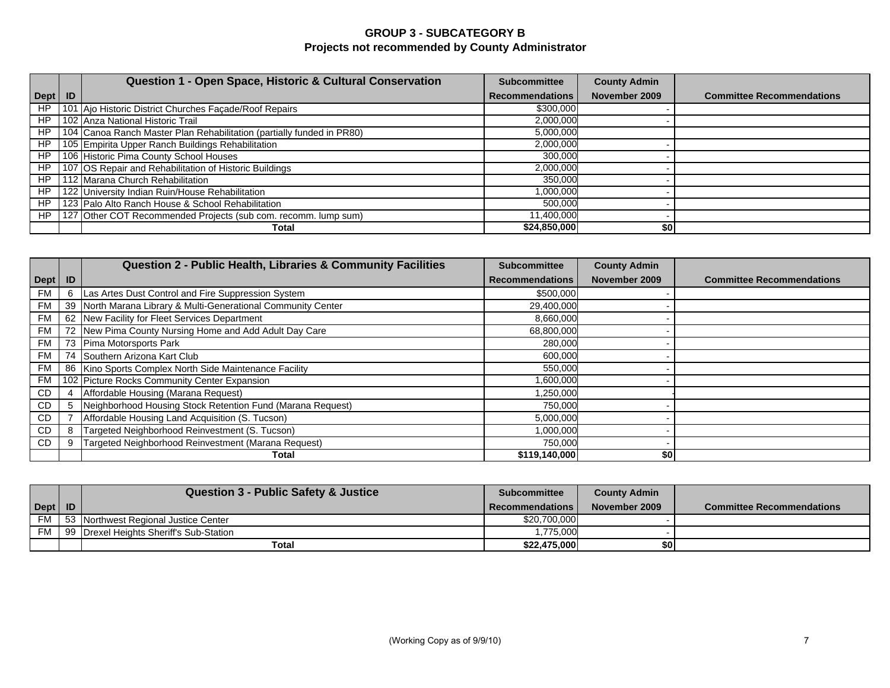## GROUP 3 - SUBCATEGORY B
### Projects not recommended by County Administrator

| Dept | ID | Question 1 - Open Space, Historic & Cultural Conservation | Subcommittee Recommendations | County Admin November 2009 | Committee Recommendations |
|---|---|---|---|---|---|
| HP | 101 | Ajo Historic District Churches Façade/Roof Repairs | $300,000 | - | |
| HP | 102 | Anza National Historic Trail | 2,000,000 | - | |
| HP | 104 | Canoa Ranch Master Plan Rehabilitation (partially funded in PR80) | 5,000,000 | | |
| HP | 105 | Empirita Upper Ranch Buildings Rehabilitation | 2,000,000 | - | |
| HP | 106 | Historic Pima County School Houses | 300,000 | - | |
| HP | 107 | OS Repair and Rehabilitation of Historic Buildings | 2,000,000 | - | |
| HP | 112 | Marana Church Rehabilitation | 350,000 | - | |
| HP | 122 | University Indian Ruin/House Rehabilitation | 1,000,000 | - | |
| HP | 123 | Palo Alto Ranch House & School Rehabilitation | 500,000 | - | |
| HP | 127 | Other COT Recommended Projects (sub com. recomm. lump sum) | 11,400,000 | - | |
| | | **Total** | **$24,850,000** | **$0** | |

| Dept | ID | Question 2 - Public Health, Libraries & Community Facilities | Subcommittee Recommendations | County Admin November 2009 | Committee Recommendations |
|---|---|---|---|---|---|
| FM | 6 | Las Artes Dust Control and Fire Suppression System | $500,000 | - | |
| FM | 39 | North Marana Library & Multi-Generational Community Center | 29,400,000 | - | |
| FM | 62 | New Facility for Fleet Services Department | 8,660,000 | - | |
| FM | 72 | New Pima County Nursing Home and Add Adult Day Care | 68,800,000 | - | |
| FM | 73 | Pima Motorsports Park | 280,000 | - | |
| FM | 74 | Southern Arizona Kart Club | 600,000 | - | |
| FM | 86 | Kino Sports Complex North Side Maintenance Facility | 550,000 | - | |
| FM | 102 | Picture Rocks Community Center Expansion | 1,600,000 | - | |
| CD | 4 | Affordable Housing (Marana Request) | 1,250,000 | - | |
| CD | 5 | Neighborhood Housing Stock Retention Fund (Marana Request) | 750,000 | - | |
| CD | 7 | Affordable Housing Land Acquisition (S. Tucson) | 5,000,000 | - | |
| CD | 8 | Targeted Neighborhood Reinvestment (S. Tucson) | 1,000,000 | - | |
| CD | 9 | Targeted Neighborhood Reinvestment (Marana Request) | 750,000 | - | |
| | | **Total** | **$119,140,000** | **$0** | |

| Dept | ID | Question 3 - Public Safety & Justice | Subcommittee Recommendations | County Admin November 2009 | Committee Recommendations |
|---|---|---|---|---|---|
| FM | 53 | Northwest Regional Justice Center | $20,700,000 | - | |
| FM | 99 | Drexel Heights Sheriff's Sub-Station | 1,775,000 | - | |
| | | **Total** | **$22,475,000** | **$0** | |

(Working Copy as of 9/9/10)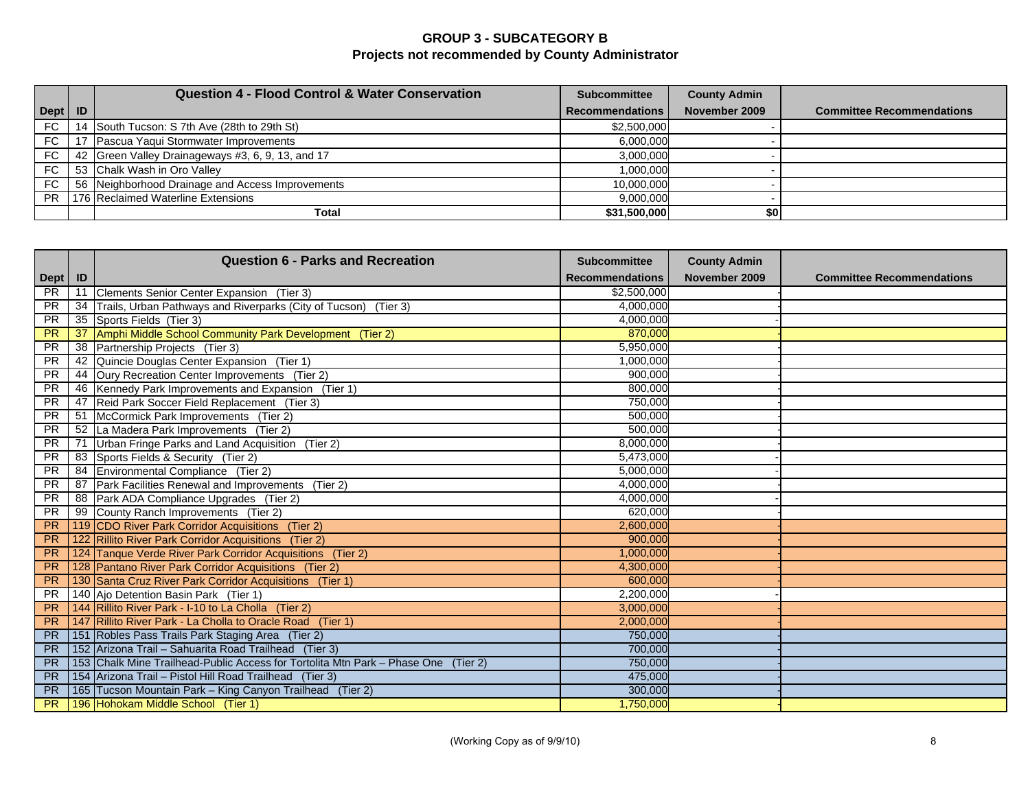# GROUP 3 - SUBCATEGORY B

## Projects not recommended by County Administrator

| Dept | ID | Question 4 - Flood Control & Water Conservation | Subcommittee Recommendations | County Admin November 2009 | Committee Recommendations |
|---|---|---|---|---|---|
| FC | 14 | South Tucson: S 7th Ave (28th to 29th St) | $2,500,000 | - | |
| FC | 17 | Pascua Yaqui Stormwater Improvements | 6,000,000 | - | |
| FC | 42 | Green Valley Drainageways #3, 6, 9, 13, and 17 | 3,000,000 | - | |
| FC | 53 | Chalk Wash in Oro Valley | 1,000,000 | - | |
| FC | 56 | Neighborhood Drainage and Access Improvements | 10,000,000 | - | |
| PR | 176 | Reclaimed Waterline Extensions | 9,000,000 | - | |
| | | **Total** | **$31,500,000** | **$0** | |

| Dept | ID | Question 6 - Parks and Recreation | Subcommittee Recommendations | County Admin November 2009 | Committee Recommendations |
|---|---|---|---|---|---|
| PR | 11 | Clements Senior Center Expansion (Tier 3) | $2,500,000 | - | |
| PR | 34 | Trails, Urban Pathways and Riverparks (City of Tucson) (Tier 3) | 4,000,000 | - | |
| PR | 35 | Sports Fields (Tier 3) | 4,000,000 | - | |
| PR | 37 | Amphi Middle School Community Park Development (Tier 2) | 870,000 | - | |
| PR | 38 | Partnership Projects (Tier 3) | 5,950,000 | - | |
| PR | 42 | Quincie Douglas Center Expansion (Tier 1) | 1,000,000 | - | |
| PR | 44 | Oury Recreation Center Improvements (Tier 2) | 900,000 | - | |
| PR | 46 | Kennedy Park Improvements and Expansion (Tier 1) | 800,000 | - | |
| PR | 47 | Reid Park Soccer Field Replacement (Tier 3) | 750,000 | - | |
| PR | 51 | McCormick Park Improvements (Tier 2) | 500,000 | - | |
| PR | 52 | La Madera Park Improvements (Tier 2) | 500,000 | - | |
| PR | 71 | Urban Fringe Parks and Land Acquisition (Tier 2) | 8,000,000 | - | |
| PR | 83 | Sports Fields & Security (Tier 2) | 5,473,000 | - | |
| PR | 84 | Environmental Compliance (Tier 2) | 5,000,000 | - | |
| PR | 87 | Park Facilities Renewal and Improvements (Tier 2) | 4,000,000 | - | |
| PR | 88 | Park ADA Compliance Upgrades (Tier 2) | 4,000,000 | - | |
| PR | 99 | County Ranch Improvements (Tier 2) | 620,000 | - | |
| PR | 119 | CDO River Park Corridor Acquisitions (Tier 2) | 2,600,000 | - | |
| PR | 122 | Rillito River Park Corridor Acquisitions (Tier 2) | 900,000 | - | |
| PR | 124 | Tanque Verde River Park Corridor Acquisitions (Tier 2) | 1,000,000 | - | |
| PR | 128 | Pantano River Park Corridor Acquisitions (Tier 2) | 4,300,000 | - | |
| PR | 130 | Santa Cruz River Park Corridor Acquisitions (Tier 1) | 600,000 | - | |
| PR | 140 | Ajo Detention Basin Park (Tier 1) | 2,200,000 | - | |
| PR | 144 | Rillito River Park - I-10 to La Cholla (Tier 2) | 3,000,000 | - | |
| PR | 147 | Rillito River Park - La Cholla to Oracle Road (Tier 1) | 2,000,000 | - | |
| PR | 151 | Robles Pass Trails Park Staging Area (Tier 2) | 750,000 | - | |
| PR | 152 | Arizona Trail – Sahuarita Road Trailhead (Tier 3) | 700,000 | - | |
| PR | 153 | Chalk Mine Trailhead-Public Access for Tortolita Mtn Park – Phase One (Tier 2) | 750,000 | - | |
| PR | 154 | Arizona Trail – Pistol Hill Road Trailhead (Tier 3) | 475,000 | - | |
| PR | 165 | Tucson Mountain Park – King Canyon Trailhead (Tier 2) | 300,000 | - | |
| PR | 196 | Hohokam Middle School (Tier 1) | 1,750,000 | - | |

(Working Copy as of 9/9/10)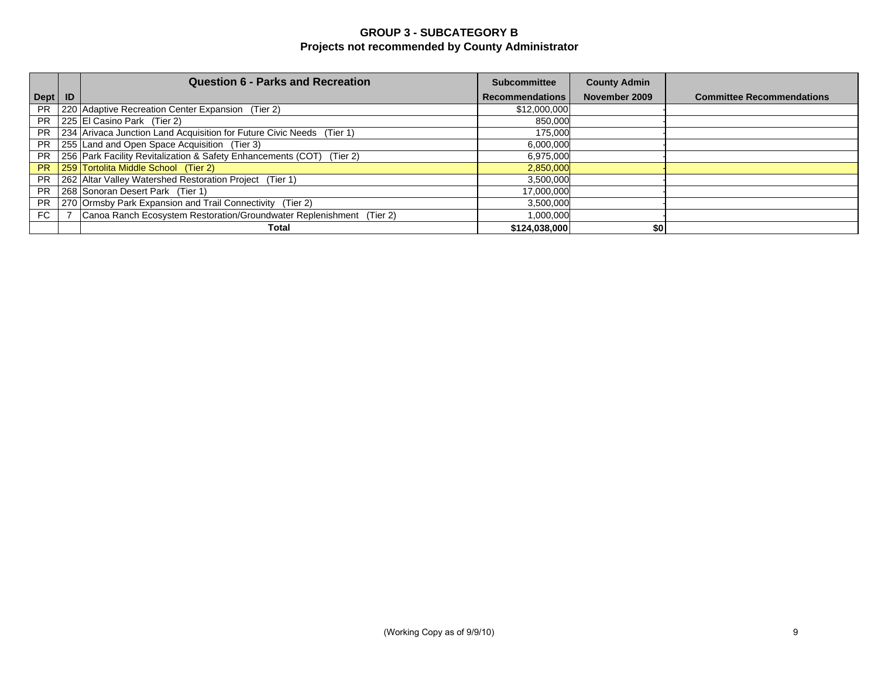## GROUP 3 - SUBCATEGORY B
### Projects not recommended by County Administrator

| Dept | ID | Question 6 - Parks and Recreation | Subcommittee Recommendations | County Admin November 2009 | Committee Recommendations |
|---|---|---|---|---|---|
| PR | 220 | Adaptive Recreation Center Expansion (Tier 2) | $12,000,000 | - | |
| PR | 225 | El Casino Park (Tier 2) | 850,000 | - | |
| PR | 234 | Arivaca Junction Land Acquisition for Future Civic Needs (Tier 1) | 175,000 | - | |
| PR | 255 | Land and Open Space Acquisition (Tier 3) | 6,000,000 | - | |
| PR | 256 | Park Facility Revitalization & Safety Enhancements (COT) (Tier 2) | 6,975,000 | - | |
| PR | 259 | Tortolita Middle School (Tier 2) | 2,850,000 | - | |
| PR | 262 | Altar Valley Watershed Restoration Project (Tier 1) | 3,500,000 | - | |
| PR | 268 | Sonoran Desert Park (Tier 1) | 17,000,000 | - | |
| PR | 270 | Ormsby Park Expansion and Trail Connectivity (Tier 2) | 3,500,000 | - | |
| FC | 7 | Canoa Ranch Ecosystem Restoration/Groundwater Replenishment (Tier 2) | 1,000,000 | - | |
| | | **Total** | **$124,038,000** | **$0** | |

(Working Copy as of 9/9/10)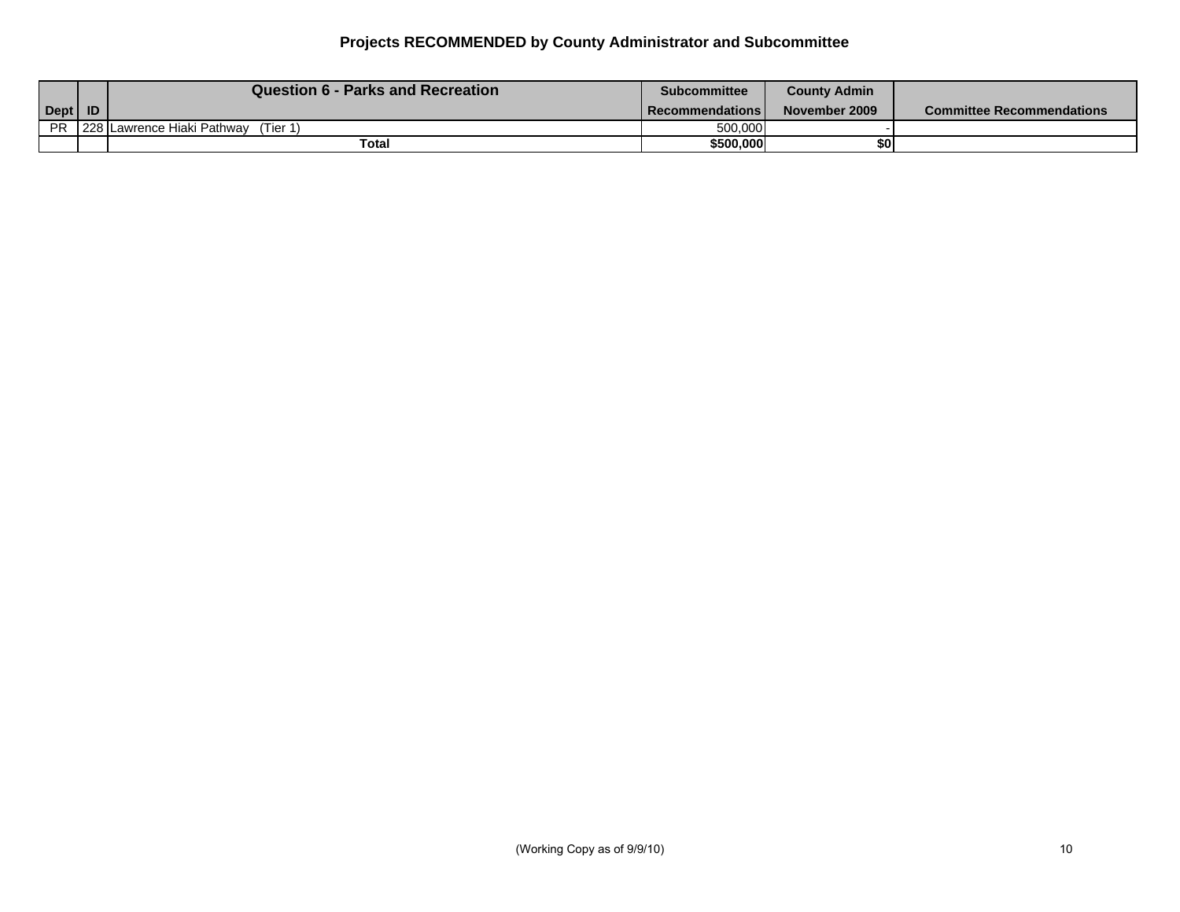# Projects RECOMMENDED by County Administrator and Subcommittee

| Dept | ID | Question 6 - Parks and Recreation | Subcommittee Recommendations | County Admin November 2009 | Committee Recommendations |
|---|---|---|---|---|---|
| PR | 228 | Lawrence Hiaki Pathway (Tier 1) | 500,000 | - | |
| | | **Total** | **$500,000** | **$0** | |

(Working Copy as of 9/9/10)